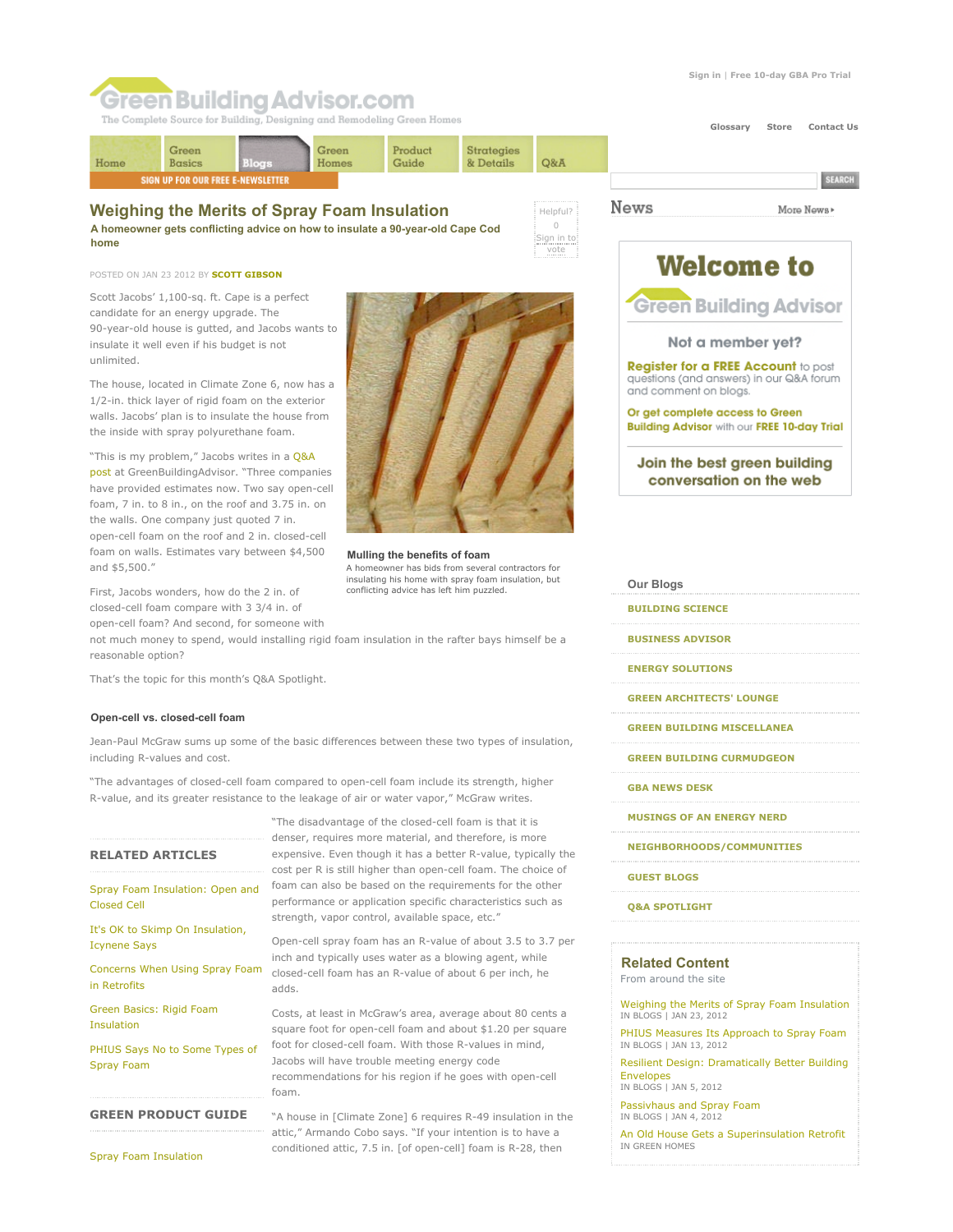# Weighing the Merits of Spray Foam Insulation

**A homeowner gets conflicting advice on how to insulate a 90-year-old Cape Cod home**

POSTED ON JAN 23 2012 BY **SCOTT GIBSON**

Scott Jacobs' 1,100-sq. ft. Cape is a perfect candidate for an energy upgrade. The 90-year-old house is gutted, and Jacobs wants to insulate it well even if his budget is not unlimited.

The house, located in Climate Zone 6, now has a 1/2-in. thick layer of rigid foam on the exterior walls. Jacobs' plan is to insulate the house from the inside with spray polyurethane foam.

"This is my problem," Jacobs writes in a Q&A post at GreenBuildingAdvisor. "Three companies have provided estimates now. Two say open-cell foam, 7 in. to 8 in., on the roof and 3.75 in. on the walls. One company just quoted 7 in. open-cell foam on the roof and 2 in. closed-cell foam on walls. Estimates vary between $4,500 and $5,500."

**Mulling the benefits of foam**
A homeowner has bids from several contractors for insulating his home with spray foam insulation, but conflicting advice has left him puzzled.

First, Jacobs wonders, how do the 2 in. of closed-cell foam compare with 3 3/4 in. of open-cell foam? And second, for someone with not much money to spend, would installing rigid foam insulation in the rafter bays himself be a reasonable option?

That's the topic for this month's Q&A Spotlight.

### Open-cell vs. closed-cell foam

Jean-Paul McGraw sums up some of the basic differences between these two types of insulation, including R-values and cost.

"The advantages of closed-cell foam compared to open-cell foam include its strength, higher R-value, and its greater resistance to the leakage of air or water vapor," McGraw writes.

"The disadvantage of the closed-cell foam is that it is denser, requires more material, and therefore, is more expensive. Even though it has a better R-value, typically the cost per R is still higher than open-cell foam. The choice of foam can also be based on the requirements for the other performance or application specific characteristics such as strength, vapor control, available space, etc."

Open-cell spray foam has an R-value of about 3.5 to 3.7 per inch and typically uses water as a blowing agent, while closed-cell foam has an R-value of about 6 per inch, he adds.

Costs, at least in McGraw's area, average about 80 cents a square foot for open-cell foam and about $1.20 per square foot for closed-cell foam. With those R-values in mind, Jacobs will have trouble meeting energy code recommendations for his region if he goes with open-cell foam.

"A house in [Climate Zone] 6 requires R-49 insulation in the attic," Armando Cobo says. "If your intention is to have a conditioned attic, 7.5 in. [of open-cell] foam is R-28, then

## RELATED ARTICLES

- Spray Foam Insulation: Open and Closed Cell
- It's OK to Skimp On Insulation, Icynene Says
- Concerns When Using Spray Foam in Retrofits
- Green Basics: Rigid Foam Insulation
- PHIUS Says No to Some Types of Spray Foam

## GREEN PRODUCT GUIDE

- Spray Foam Insulation

## Related Content

From around the site

- Weighing the Merits of Spray Foam Insulation — IN BLOGS | JAN 23, 2012
- PHIUS Measures Its Approach to Spray Foam — IN BLOGS | JAN 13, 2012
- Resilient Design: Dramatically Better Building Envelopes — IN BLOGS | JAN 5, 2012
- Passivhaus and Spray Foam — IN BLOGS | JAN 4, 2012
- An Old House Gets a Superinsulation Retrofit — IN GREEN HOMES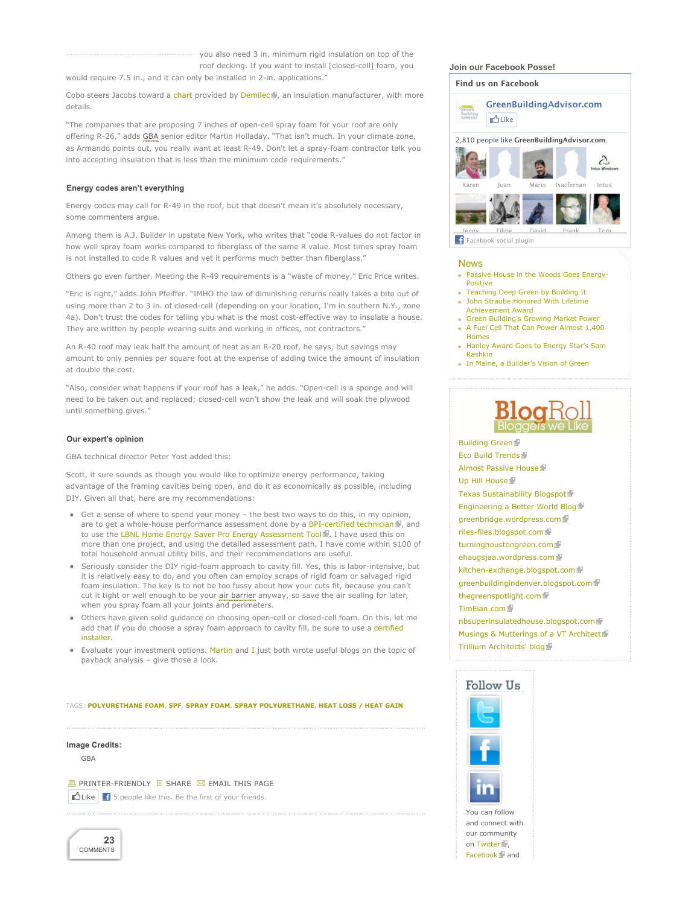you also need 3 in. minimum rigid insulation on top of the roof decking. If you want to install [closed-cell] foam, you would require 7.5 in., and it can only be installed in 2-in. applications."

Cobo steers Jacobs toward a chart provided by Demilec, an insulation manufacturer, with more details.

"The companies that are proposing 7 inches of open-cell spray foam for your roof are only offering R-26," adds GBA senior editor Martin Holladay. "That isn't much. In your climate zone, as Armando points out, you really want at least R-49. Don't let a spray-foam contractor talk you into accepting insulation that is less than the minimum code requirements."

### Energy codes aren't everything

Energy codes may call for R-49 in the roof, but that doesn't mean it's absolutely necessary, some commenters argue.

Among them is A.J. Builder in upstate New York, who writes that "code R-values do not factor in how well spray foam works compared to fiberglass of the same R value. Most times spray foam is not installed to code R values and yet it performs much better than fiberglass."

Others go even further. Meeting the R-49 requirements is a "waste of money," Eric Price writes.

"Eric is right," adds John Pfeiffer. "IMHO the law of diminishing returns really takes a bite out of using more than 2 to 3 in. of closed-cell (depending on your location, I'm in southern N.Y., zone 4a). Don't trust the codes for telling you what is the most cost-effective way to insulate a house. They are written by people wearing suits and working in offices, not contractors."

An R-40 roof may leak half the amount of heat as an R-20 roof, he says, but savings may amount to only pennies per square foot at the expense of adding twice the amount of insulation at double the cost.

"Also, consider what happens if your roof has a leak," he adds. "Open-cell is a sponge and will need to be taken out and replaced; closed-cell won't show the leak and will soak the plywood until something gives."

### Our expert's opinion

GBA technical director Peter Yost added this:

Scott, it sure sounds as though you would like to optimize energy performance, taking advantage of the framing cavities being open, and do it as economically as possible, including DIY. Given all that, here are my recommendations:

- Get a sense of where to spend your money – the best two ways to do this, in my opinion, are to get a whole-house performance assessment done by a BPI-certified technician, and to use the LBNL Home Energy Saver Pro Energy Assessment Tool. I have used this on more than one project, and using the detailed assessment path, I have come within $100 of total household annual utility bills, and their recommendations are useful.
- Seriously consider the DIY rigid-foam approach to cavity fill. Yes, this is labor-intensive, but it is relatively easy to do, and you often can employ scraps of rigid foam or salvaged rigid foam insulation. The key is to not be too fussy about how your cuts fit, because you can't cut it tight or well enough to be your air barrier anyway, so save the air sealing for later, when you spray foam all your joints and perimeters.
- Others have given solid guidance on choosing open-cell or closed-cell foam. On this, let me add that if you do choose a spray foam approach to cavity fill, be sure to use a certified installer.
- Evaluate your investment options. Martin and I just both wrote useful blogs on the topic of payback analysis – give those a look.

TAGS: **POLYURETHANE FOAM**, **SPF**, **SPRAY FOAM**, **SPRAY POLYURETHANE**, **HEAT LOSS / HEAT GAIN**

**Image Credits:**

GBA

PRINTER-FRIENDLY SHARE EMAIL THIS PAGE

Like 5 people like this. Be the first of your friends.

23 COMMENTS

Join our Facebook Posse!

Find us on Facebook

GreenBuildingAdvisor.com

Like

2,810 people like **GreenBuildingAdvisor.com**.

Karen Juan Mario Isacfernan Intus Jenny Filipe David Frank Tom

Facebook social plugin

## News

- Passive House in the Woods Goes Energy-Positive
- Teaching Deep Green by Building It
- John Straube Honored With Lifetime Achievement Award
- Green Building's Growing Market Power
- A Fuel Cell That Can Power Almost 1,400 Homes
- Hanley Award Goes to Energy Star's Sam Rashkin
- In Maine, a Builder's Vision of Green

## BlogRoll
Bloggers we Like

- Building Green
- Eco Build Trends
- Almost Passive House
- Up Hill House
- Texas Sustainablity Blogspot
- Engineering a Better World Blog
- greenbridge.wordpress.com
- riles-files.blogspot.com
- turninghoustongreen.com
- ehaugsjaa.wordpress.com
- kitchen-exchange.blogspot.com
- greenbuildingindenver.blogspot.com
- thegreenspotlight.com
- TimEian.com
- nbsuperinsulatedhouse.blogspot.com
- Musings & Mutterings of a VT Architect
- Trillium Architects' blog

## Follow Us

You can follow and connect with our community on Twitter, Facebook and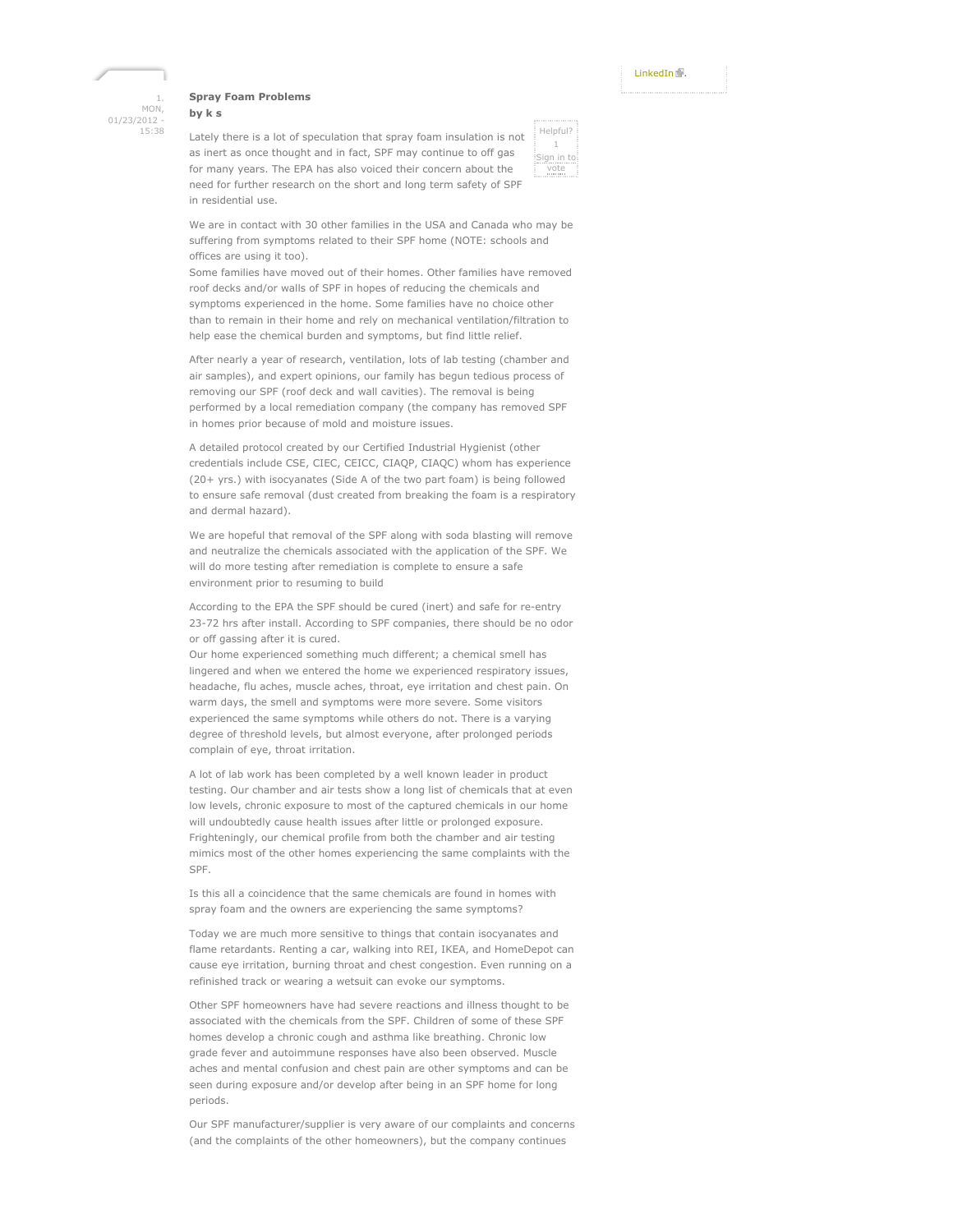LinkedIn.

1. MON, 01/23/2012 - 15:38

**Spray Foam Problems**
**by k s**

Helpful? 1 Sign in to vote

Lately there is a lot of speculation that spray foam insulation is not as inert as once thought and in fact, SPF may continue to off gas for many years. The EPA has also voiced their concern about the need for further research on the short and long term safety of SPF in residential use.

We are in contact with 30 other families in the USA and Canada who may be suffering from symptoms related to their SPF home (NOTE: schools and offices are using it too).
Some families have moved out of their homes. Other families have removed roof decks and/or walls of SPF in hopes of reducing the chemicals and symptoms experienced in the home. Some families have no choice other than to remain in their home and rely on mechanical ventilation/filtration to help ease the chemical burden and symptoms, but find little relief.

After nearly a year of research, ventilation, lots of lab testing (chamber and air samples), and expert opinions, our family has begun tedious process of removing our SPF (roof deck and wall cavities). The removal is being performed by a local remediation company (the company has removed SPF in homes prior because of mold and moisture issues.

A detailed protocol created by our Certified Industrial Hygienist (other credentials include CSE, CIEC, CEICC, CIAQP, CIAQC) whom has experience (20+ yrs.) with isocyanates (Side A of the two part foam) is being followed to ensure safe removal (dust created from breaking the foam is a respiratory and dermal hazard).

We are hopeful that removal of the SPF along with soda blasting will remove and neutralize the chemicals associated with the application of the SPF. We will do more testing after remediation is complete to ensure a safe environment prior to resuming to build

According to the EPA the SPF should be cured (inert) and safe for re-entry 23-72 hrs after install. According to SPF companies, there should be no odor or off gassing after it is cured.
Our home experienced something much different; a chemical smell has lingered and when we entered the home we experienced respiratory issues, headache, flu aches, muscle aches, throat, eye irritation and chest pain. On warm days, the smell and symptoms were more severe. Some visitors experienced the same symptoms while others do not. There is a varying degree of threshold levels, but almost everyone, after prolonged periods complain of eye, throat irritation.

A lot of lab work has been completed by a well known leader in product testing. Our chamber and air tests show a long list of chemicals that at even low levels, chronic exposure to most of the captured chemicals in our home will undoubtedly cause health issues after little or prolonged exposure. Frighteningly, our chemical profile from both the chamber and air testing mimics most of the other homes experiencing the same complaints with the SPF.

Is this all a coincidence that the same chemicals are found in homes with spray foam and the owners are experiencing the same symptoms?

Today we are much more sensitive to things that contain isocyanates and flame retardants. Renting a car, walking into REI, IKEA, and HomeDepot can cause eye irritation, burning throat and chest congestion. Even running on a refinished track or wearing a wetsuit can evoke our symptoms.

Other SPF homeowners have had severe reactions and illness thought to be associated with the chemicals from the SPF. Children of some of these SPF homes develop a chronic cough and asthma like breathing. Chronic low grade fever and autoimmune responses have also been observed. Muscle aches and mental confusion and chest pain are other symptoms and can be seen during exposure and/or develop after being in an SPF home for long periods.

Our SPF manufacturer/supplier is very aware of our complaints and concerns (and the complaints of the other homeowners), but the company continues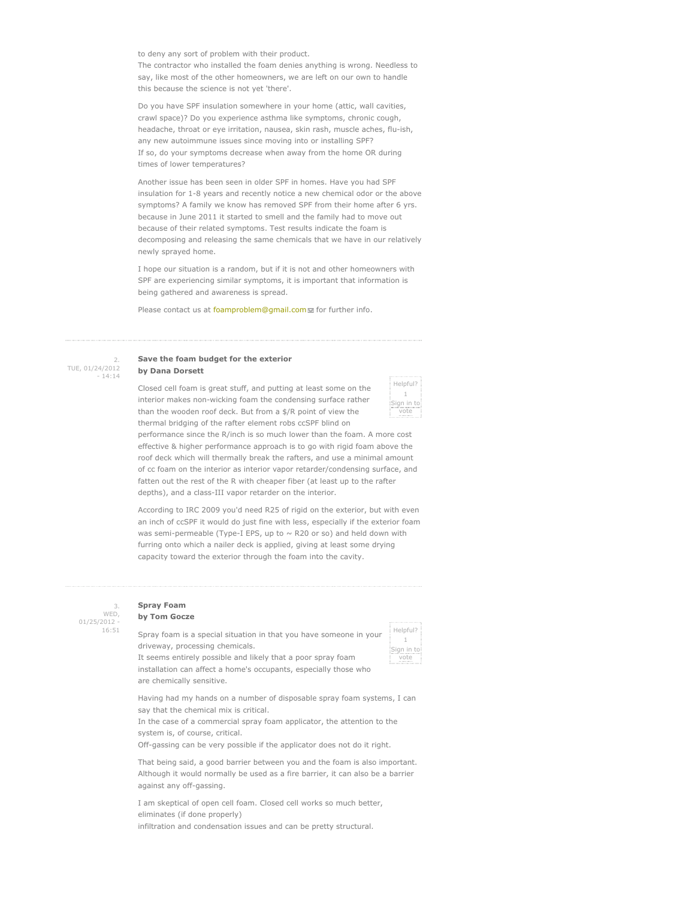to deny any sort of problem with their product.
The contractor who installed the foam denies anything is wrong. Needless to say, like most of the other homeowners, we are left on our own to handle this because the science is not yet 'there'.

Do you have SPF insulation somewhere in your home (attic, wall cavities, crawl space)? Do you experience asthma like symptoms, chronic cough, headache, throat or eye irritation, nausea, skin rash, muscle aches, flu-ish, any new autoimmune issues since moving into or installing SPF?
If so, do your symptoms decrease when away from the home OR during times of lower temperatures?

Another issue has been seen in older SPF in homes. Have you had SPF insulation for 1-8 years and recently notice a new chemical odor or the above symptoms? A family we know has removed SPF from their home after 6 yrs. because in June 2011 it started to smell and the family had to move out because of their related symptoms. Test results indicate the foam is decomposing and releasing the same chemicals that we have in our relatively newly sprayed home.

I hope our situation is a random, but if it is not and other homeowners with SPF are experiencing similar symptoms, it is important that information is being gathered and awareness is spread.

Please contact us at foamproblem@gmail.com for further info.

---

2.
TUE, 01/24/2012 - 14:14

**Save the foam budget for the exterior**
**by Dana Dorsett**

Helpful? 1 Sign in to vote

Closed cell foam is great stuff, and putting at least some on the interior makes non-wicking foam the condensing surface rather than the wooden roof deck. But from a $/R point of view the thermal bridging of the rafter element robs ccSPF blind on performance since the R/inch is so much lower than the foam. A more cost effective & higher performance approach is to go with rigid foam above the roof deck which will thermally break the rafters, and use a minimal amount of cc foam on the interior as interior vapor retarder/condensing surface, and fatten out the rest of the R with cheaper fiber (at least up to the rafter depths), and a class-III vapor retarder on the interior.

According to IRC 2009 you'd need R25 of rigid on the exterior, but with even an inch of ccSPF it would do just fine with less, especially if the exterior foam was semi-permeable (Type-I EPS, up to ~ R20 or so) and held down with furring onto which a nailer deck is applied, giving at least some drying capacity toward the exterior through the foam into the cavity.

---

3.
WED, 01/25/2012 - 16:51

**Spray Foam**
**by Tom Gocze**

Helpful? 1 Sign in to vote

Spray foam is a special situation in that you have someone in your driveway, processing chemicals.
It seems entirely possible and likely that a poor spray foam installation can affect a home's occupants, especially those who are chemically sensitive.

Having had my hands on a number of disposable spray foam systems, I can say that the chemical mix is critical.
In the case of a commercial spray foam applicator, the attention to the system is, of course, critical.
Off-gassing can be very possible if the applicator does not do it right.

That being said, a good barrier between you and the foam is also important. Although it would normally be used as a fire barrier, it can also be a barrier against any off-gassing.

I am skeptical of open cell foam. Closed cell works so much better, eliminates (if done properly)
infiltration and condensation issues and can be pretty structural.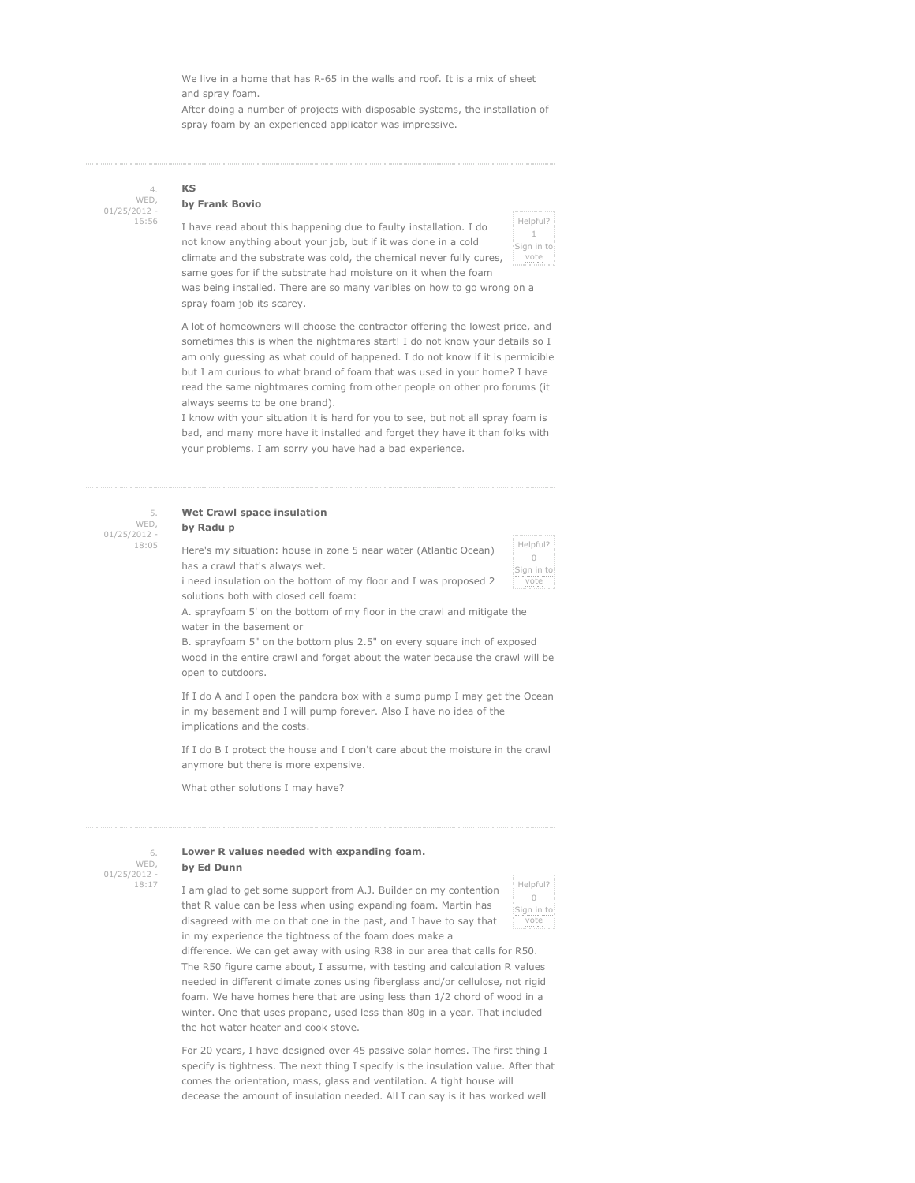We live in a home that has R-65 in the walls and roof. It is a mix of sheet and spray foam.
After doing a number of projects with disposable systems, the installation of spray foam by an experienced applicator was impressive.

---

4. WED, 01/25/2012 - 16:56

**KS**
**by Frank Bovio**

Helpful? 1 Sign in to vote

I have read about this happening due to faulty installation. I do not know anything about your job, but if it was done in a cold climate and the substrate was cold, the chemical never fully cures, same goes for if the substrate had moisture on it when the foam was being installed. There are so many varibles on how to go wrong on a spray foam job its scarey.

A lot of homeowners will choose the contractor offering the lowest price, and sometimes this is when the nightmares start! I do not know your details so I am only guessing as what could of happened. I do not know if it is permicible but I am curious to what brand of foam that was used in your home? I have read the same nightmares coming from other people on other pro forums (it always seems to be one brand).
I know with your situation it is hard for you to see, but not all spray foam is bad, and many more have it installed and forget they have it than folks with your problems. I am sorry you have had a bad experience.

---

5. WED, 01/25/2012 - 18:05

**Wet Crawl space insulation**
**by Radu p**

Helpful? 0 Sign in to vote

Here's my situation: house in zone 5 near water (Atlantic Ocean) has a crawl that's always wet.
i need insulation on the bottom of my floor and I was proposed 2 solutions both with closed cell foam:
A. sprayfoam 5' on the bottom of my floor in the crawl and mitigate the water in the basement or
B. sprayfoam 5" on the bottom plus 2.5" on every square inch of exposed wood in the entire crawl and forget about the water because the crawl will be open to outdoors.

If I do A and I open the pandora box with a sump pump I may get the Ocean in my basement and I will pump forever. Also I have no idea of the implications and the costs.

If I do B I protect the house and I don't care about the moisture in the crawl anymore but there is more expensive.

What other solutions I may have?

---

6. WED, 01/25/2012 - 18:17

**Lower R values needed with expanding foam.**
**by Ed Dunn**

Helpful? 0 Sign in to vote

I am glad to get some support from A.J. Builder on my contention that R value can be less when using expanding foam. Martin has disagreed with me on that one in the past, and I have to say that in my experience the tightness of the foam does make a difference. We can get away with using R38 in our area that calls for R50. The R50 figure came about, I assume, with testing and calculation R values needed in different climate zones using fiberglass and/or cellulose, not rigid foam. We have homes here that are using less than 1/2 chord of wood in a winter. One that uses propane, used less than 80g in a year. That included the hot water heater and cook stove.

For 20 years, I have designed over 45 passive solar homes. The first thing I specify is tightness. The next thing I specify is the insulation value. After that comes the orientation, mass, glass and ventilation. A tight house will decease the amount of insulation needed. All I can say is it has worked well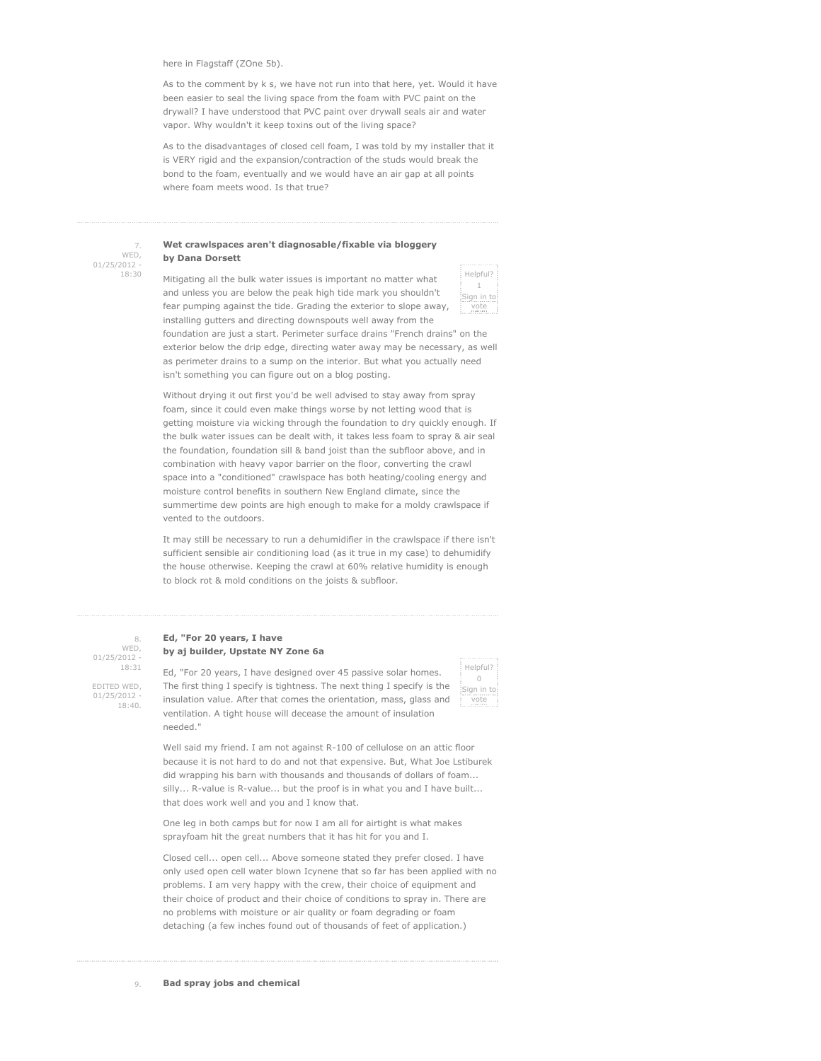here in Flagstaff (ZOne 5b).

As to the comment by k s, we have not run into that here, yet. Would it have been easier to seal the living space from the foam with PVC paint on the drywall? I have understood that PVC paint over drywall seals air and water vapor. Why wouldn't it keep toxins out of the living space?

As to the disadvantages of closed cell foam, I was told by my installer that it is VERY rigid and the expansion/contraction of the studs would break the bond to the foam, eventually and we would have an air gap at all points where foam meets wood. Is that true?

---

7. WED, 01/25/2012 - 18:30

**Wet crawlspaces aren't diagnosable/fixable via bloggery**
**by Dana Dorsett**

Helpful? 1 Sign in to vote

Mitigating all the bulk water issues is important no matter what and unless you are below the peak high tide mark you shouldn't fear pumping against the tide. Grading the exterior to slope away, installing gutters and directing downspouts well away from the foundation are just a start. Perimeter surface drains "French drains" on the exterior below the drip edge, directing water away may be necessary, as well as perimeter drains to a sump on the interior. But what you actually need isn't something you can figure out on a blog posting.

Without drying it out first you'd be well advised to stay away from spray foam, since it could even make things worse by not letting wood that is getting moisture via wicking through the foundation to dry quickly enough. If the bulk water issues can be dealt with, it takes less foam to spray & air seal the foundation, foundation sill & band joist than the subfloor above, and in combination with heavy vapor barrier on the floor, converting the crawl space into a "conditioned" crawlspace has both heating/cooling energy and moisture control benefits in southern New England climate, since the summertime dew points are high enough to make for a moldy crawlspace if vented to the outdoors.

It may still be necessary to run a dehumidifier in the crawlspace if there isn't sufficient sensible air conditioning load (as it true in my case) to dehumidify the house otherwise. Keeping the crawl at 60% relative humidity is enough to block rot & mold conditions on the joists & subfloor.

---

8. WED, 01/25/2012 - 18:31

EDITED WED, 01/25/2012 - 18:40.

**Ed, "For 20 years, I have**
**by aj builder, Upstate NY Zone 6a**

Helpful? 0 Sign in to vote

Ed, "For 20 years, I have designed over 45 passive solar homes. The first thing I specify is tightness. The next thing I specify is the insulation value. After that comes the orientation, mass, glass and ventilation. A tight house will decease the amount of insulation needed."

Well said my friend. I am not against R-100 of cellulose on an attic floor because it is not hard to do and not that expensive. But, What Joe Lstiburek did wrapping his barn with thousands and thousands of dollars of foam... silly... R-value is R-value... but the proof is in what you and I have built... that does work well and you and I know that.

One leg in both camps but for now I am all for airtight is what makes sprayfoam hit the great numbers that it has hit for you and I.

Closed cell... open cell... Above someone stated they prefer closed. I have only used open cell water blown Icynene that so far has been applied with no problems. I am very happy with the crew, their choice of equipment and their choice of product and their choice of conditions to spray in. There are no problems with moisture or air quality or foam degrading or foam detaching (a few inches found out of thousands of feet of application.)

---

9.

**Bad spray jobs and chemical**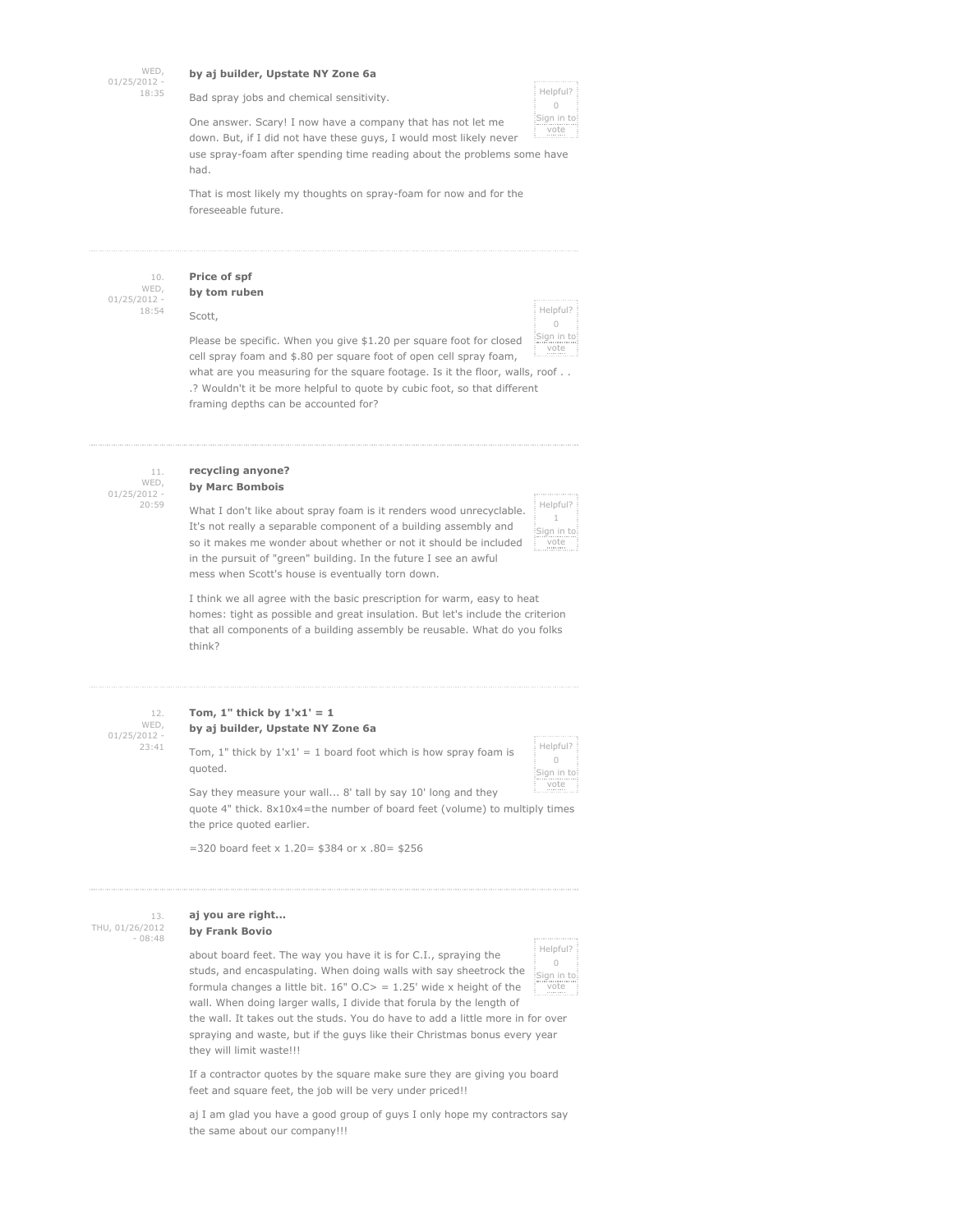WED, 01/25/2012 - 18:35

**by aj builder, Upstate NY Zone 6a**

Bad spray jobs and chemical sensitivity.

One answer. Scary! I now have a company that has not let me down. But, if I did not have these guys, I would most likely never use spray-foam after spending time reading about the problems some have had.

That is most likely my thoughts on spray-foam for now and for the foreseeable future.

Helpful? 0 Sign in to vote

---

10. WED, 01/25/2012 - 18:54

**Price of spf**
**by tom ruben**

Scott,

Please be specific. When you give $1.20 per square foot for closed cell spray foam and $.80 per square foot of open cell spray foam, what are you measuring for the square footage. Is it the floor, walls, roof . . .? Wouldn't it be more helpful to quote by cubic foot, so that different framing depths can be accounted for?

Helpful? 0 Sign in to vote

---

11. WED, 01/25/2012 - 20:59

**recycling anyone?**
**by Marc Bombois**

What I don't like about spray foam is it renders wood unrecyclable. It's not really a separable component of a building assembly and so it makes me wonder about whether or not it should be included in the pursuit of "green" building. In the future I see an awful mess when Scott's house is eventually torn down.

I think we all agree with the basic prescription for warm, easy to heat homes: tight as possible and great insulation. But let's include the criterion that all components of a building assembly be reusable. What do you folks think?

Helpful? 1 Sign in to vote

---

12. WED, 01/25/2012 - 23:41

**Tom, 1" thick by 1'x1' = 1**
**by aj builder, Upstate NY Zone 6a**

Tom, 1" thick by 1'x1' = 1 board foot which is how spray foam is quoted.

Say they measure your wall... 8' tall by say 10' long and they quote 4" thick. 8x10x4=the number of board feet (volume) to multiply times the price quoted earlier.

=320 board feet x 1.20= $384 or x .80= $256

Helpful? 0 Sign in to vote

---

13. THU, 01/26/2012 - 08:48

**aj you are right...**
**by Frank Bovio**

about board feet. The way you have it is for C.I., spraying the studs, and encaspulating. When doing walls with say sheetrock the formula changes a little bit. 16" O.C> = 1.25' wide x height of the wall. When doing larger walls, I divide that forula by the length of the wall. It takes out the studs. You do have to add a little more in for over spraying and waste, but if the guys like their Christmas bonus every year they will limit waste!!!

If a contractor quotes by the square make sure they are giving you board feet and square feet, the job will be very under priced!!

aj I am glad you have a good group of guys I only hope my contractors say the same about our company!!!

Helpful? 0 Sign in to vote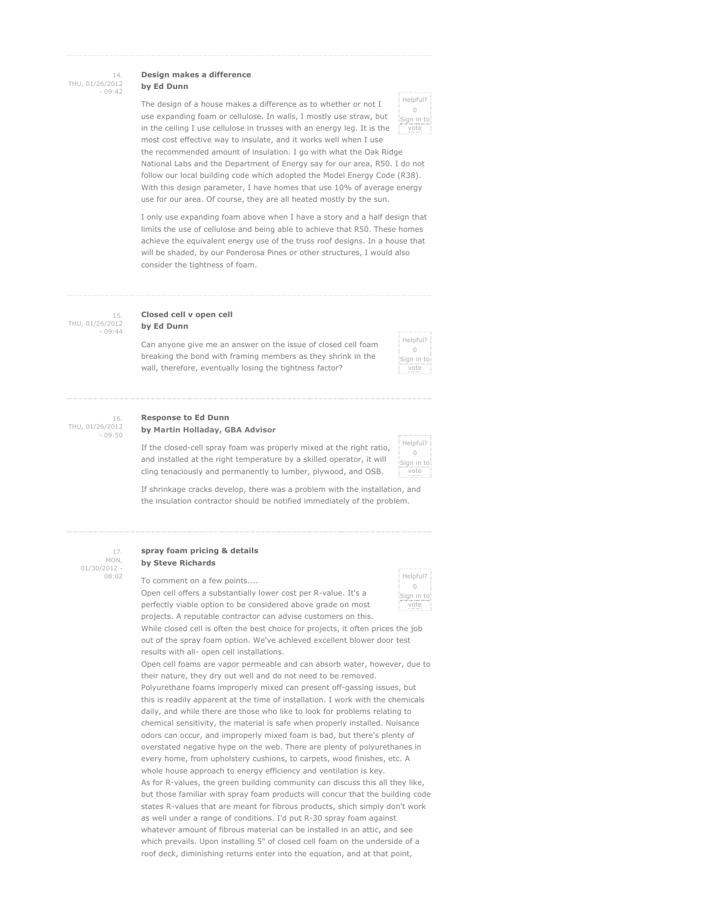14. THU, 01/26/2012 - 09:42

### Design makes a difference
**by Ed Dunn**

Helpful? 0 Sign in to vote

The design of a house makes a difference as to whether or not I use expanding foam or cellulose. In walls, I mostly use straw, but in the ceiling I use cellulose in trusses with an energy leg. It is the most cost effective way to insulate, and it works well when I use the recommended amount of insulation. I go with what the Oak Ridge National Labs and the Department of Energy say for our area, R50. I do not follow our local building code which adopted the Model Energy Code (R38). With this design parameter, I have homes that use 10% of average energy use for our area. Of course, they are all heated mostly by the sun.

I only use expanding foam above when I have a story and a half design that limits the use of cellulose and being able to achieve that R50. These homes achieve the equivalent energy use of the truss roof designs. In a house that will be shaded, by our Ponderosa Pines or other structures, I would also consider the tightness of foam.

---

15. THU, 01/26/2012 - 09:44

### Closed cell v open cell
**by Ed Dunn**

Helpful? 0 Sign in to vote

Can anyone give me an answer on the issue of closed cell foam breaking the bond with framing members as they shrink in the wall, therefore, eventually losing the tightness factor?

---

16. THU, 01/26/2012 - 09:50

### Response to Ed Dunn
**by Martin Holladay, GBA Advisor**

Helpful? 0 Sign in to vote

If the closed-cell spray foam was properly mixed at the right ratio, and installed at the right temperature by a skilled operator, it will cling tenaciously and permanently to lumber, plywood, and OSB.

If shrinkage cracks develop, there was a problem with the installation, and the insulation contractor should be notified immediately of the problem.

---

17. MON, 01/30/2012 - 08:02

### spray foam pricing & details
**by Steve Richards**

Helpful? 0 Sign in to vote

To comment on a few points....
Open cell offers a substantially lower cost per R-value. It's a perfectly viable option to be considered above grade on most projects. A reputable contractor can advise customers on this.
While closed cell is often the best choice for projects, it often prices the job out of the spray foam option. We've achieved excellent blower door test results with all- open cell installations.
Open cell foams are vapor permeable and can absorb water, however, due to their nature, they dry out well and do not need to be removed.
Polyurethane foams improperly mixed can present off-gassing issues, but this is readily apparent at the time of installation. I work with the chemicals daily, and while there are those who like to look for problems relating to chemical sensitivity, the material is safe when properly installed. Nuisance odors can occur, and improperly mixed foam is bad, but there's plenty of overstated negative hype on the web. There are plenty of polyurethanes in every home, from upholstery cushions, to carpets, wood finishes, etc. A whole house approach to energy efficiency and ventilation is key.
As for R-values, the green building community can discuss this all they like, but those familiar with spray foam products will concur that the building code states R-values that are meant for fibrous products, shich simply don't work as well under a range of conditions. I'd put R-30 spray foam against whatever amount of fibrous material can be installed in an attic, and see which prevails. Upon installing 5" of closed cell foam on the underside of a roof deck, diminishing returns enter into the equation, and at that point,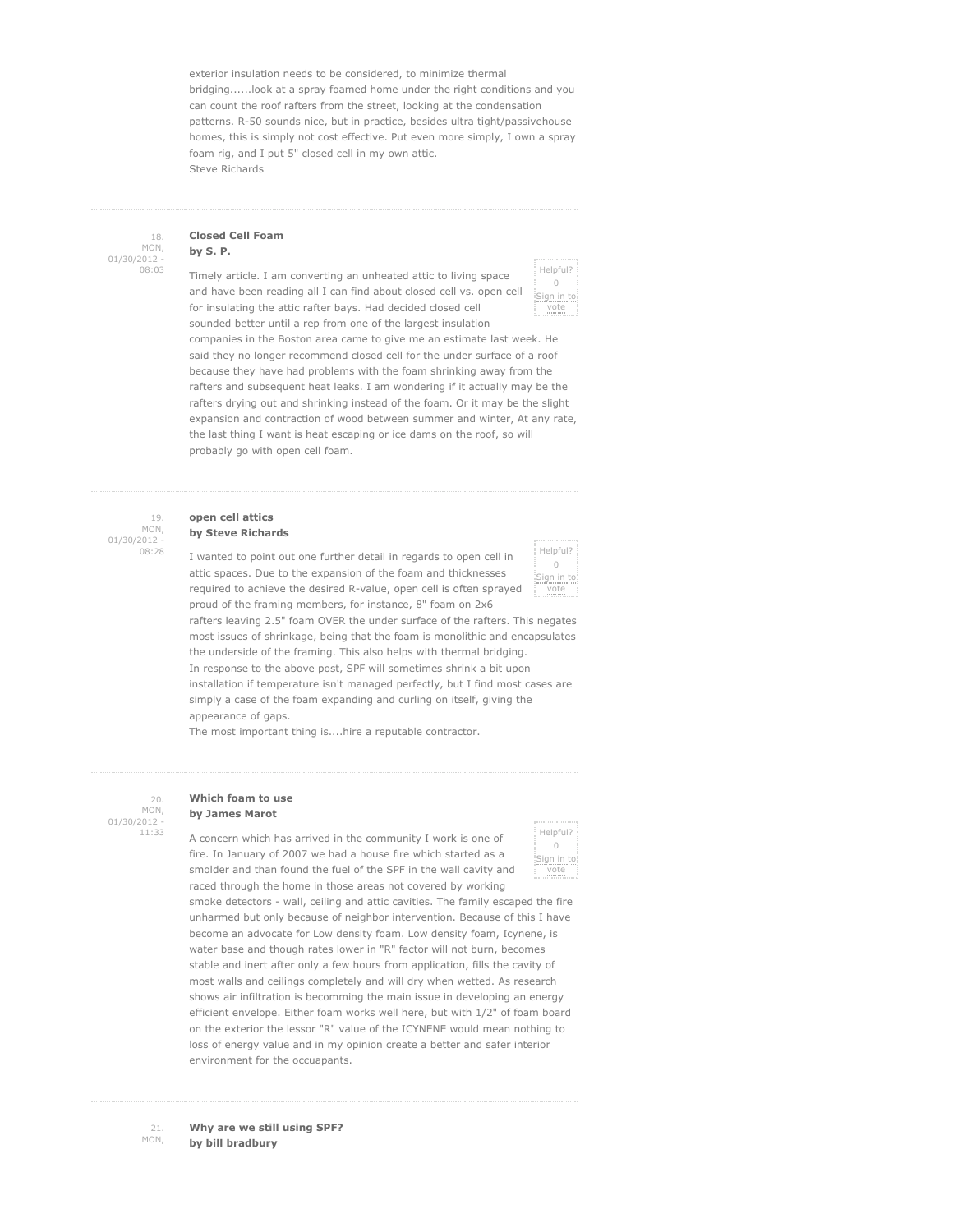exterior insulation needs to be considered, to minimize thermal bridging......look at a spray foamed home under the right conditions and you can count the roof rafters from the street, looking at the condensation patterns. R-50 sounds nice, but in practice, besides ultra tight/passivehouse homes, this is simply not cost effective. Put even more simply, I own a spray foam rig, and I put 5" closed cell in my own attic.
Steve Richards

---

18.
MON, 01/30/2012 - 08:03

**Closed Cell Foam**
**by S. P.**

Helpful? 0 Sign in to vote

Timely article. I am converting an unheated attic to living space and have been reading all I can find about closed cell vs. open cell for insulating the attic rafter bays. Had decided closed cell sounded better until a rep from one of the largest insulation companies in the Boston area came to give me an estimate last week. He said they no longer recommend closed cell for the under surface of a roof because they have had problems with the foam shrinking away from the rafters and subsequent heat leaks. I am wondering if it actually may be the rafters drying out and shrinking instead of the foam. Or it may be the slight expansion and contraction of wood between summer and winter, At any rate, the last thing I want is heat escaping or ice dams on the roof, so will probably go with open cell foam.

---

19.
MON, 01/30/2012 - 08:28

**open cell attics**
**by Steve Richards**

Helpful? 0 Sign in to vote

I wanted to point out one further detail in regards to open cell in attic spaces. Due to the expansion of the foam and thicknesses required to achieve the desired R-value, open cell is often sprayed proud of the framing members, for instance, 8" foam on 2x6 rafters leaving 2.5" foam OVER the under surface of the rafters. This negates most issues of shrinkage, being that the foam is monolithic and encapsulates the underside of the framing. This also helps with thermal bridging.
In response to the above post, SPF will sometimes shrink a bit upon installation if temperature isn't managed perfectly, but I find most cases are simply a case of the foam expanding and curling on itself, giving the appearance of gaps.
The most important thing is....hire a reputable contractor.

---

20.
MON, 01/30/2012 - 11:33

**Which foam to use**
**by James Marot**

Helpful? 0 Sign in to vote

A concern which has arrived in the community I work is one of fire. In January of 2007 we had a house fire which started as a smolder and than found the fuel of the SPF in the wall cavity and raced through the home in those areas not covered by working smoke detectors - wall, ceiling and attic cavities. The family escaped the fire unharmed but only because of neighbor intervention. Because of this I have become an advocate for Low density foam. Low density foam, Icynene, is water base and though rates lower in "R" factor will not burn, becomes stable and inert after only a few hours from application, fills the cavity of most walls and ceilings completely and will dry when wetted. As research shows air infiltration is becomming the main issue in developing an energy efficient envelope. Either foam works well here, but with 1/2" of foam board on the exterior the lessor "R" value of the ICYNENE would mean nothing to loss of energy value and in my opinion create a better and safer interior environment for the occuapants.

---

21.
MON,

**Why are we still using SPF?**
**by bill bradbury**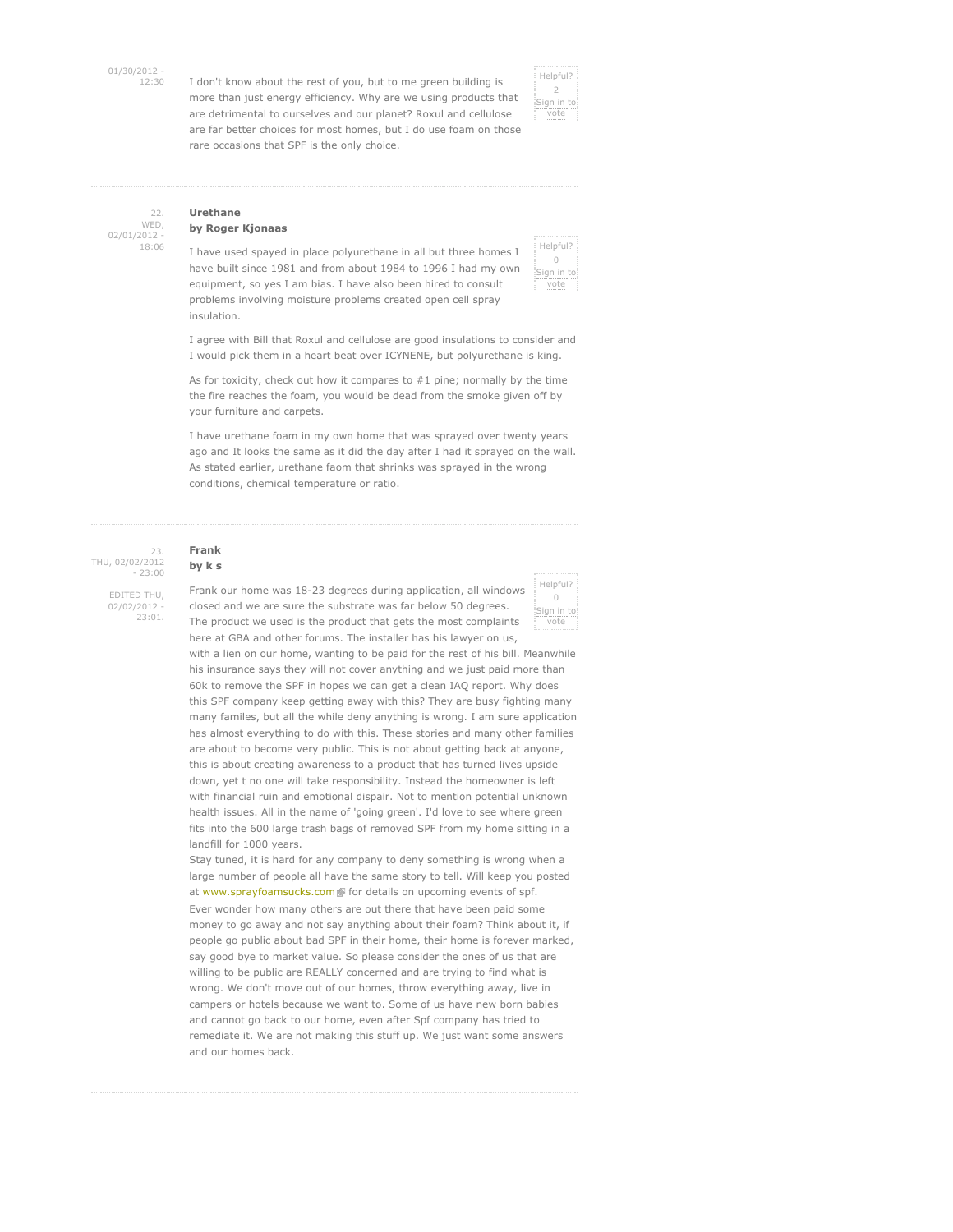01/30/2012 - 12:30

I don't know about the rest of you, but to me green building is more than just energy efficiency. Why are we using products that are detrimental to ourselves and our planet? Roxul and cellulose are far better choices for most homes, but I do use foam on those rare occasions that SPF is the only choice.

Helpful? 2 Sign in to vote

---

22. WED, 02/01/2012 - 18:06

**Urethane**
**by Roger Kjonaas**

Helpful? 0 Sign in to vote

I have used spayed in place polyurethane in all but three homes I have built since 1981 and from about 1984 to 1996 I had my own equipment, so yes I am bias. I have also been hired to consult problems involving moisture problems created open cell spray insulation.

I agree with Bill that Roxul and cellulose are good insulations to consider and I would pick them in a heart beat over ICYNENE, but polyurethane is king.

As for toxicity, check out how it compares to #1 pine; normally by the time the fire reaches the foam, you would be dead from the smoke given off by your furniture and carpets.

I have urethane foam in my own home that was sprayed over twenty years ago and It looks the same as it did the day after I had it sprayed on the wall. As stated earlier, urethane faom that shrinks was sprayed in the wrong conditions, chemical temperature or ratio.

---

23. THU, 02/02/2012 - 23:00

EDITED THU, 02/02/2012 - 23:01.

**Frank**
**by k s**

Helpful? 0 Sign in to vote

Frank our home was 18-23 degrees during application, all windows closed and we are sure the substrate was far below 50 degrees. The product we used is the product that gets the most complaints here at GBA and other forums. The installer has his lawyer on us, with a lien on our home, wanting to be paid for the rest of his bill. Meanwhile his insurance says they will not cover anything and we just paid more than 60k to remove the SPF in hopes we can get a clean IAQ report. Why does this SPF company keep getting away with this? They are busy fighting many many familes, but all the while deny anything is wrong. I am sure application has almost everything to do with this. These stories and many other families are about to become very public. This is not about getting back at anyone, this is about creating awareness to a product that has turned lives upside down, yet t no one will take responsibility. Instead the homeowner is left with financial ruin and emotional dispair. Not to mention potential unknown health issues. All in the name of 'going green'. I'd love to see where green fits into the 600 large trash bags of removed SPF from my home sitting in a landfill for 1000 years.
Stay tuned, it is hard for any company to deny something is wrong when a large number of people all have the same story to tell. Will keep you posted at www.sprayfoamsucks.com for details on upcoming events of spf.
Ever wonder how many others are out there that have been paid some money to go away and not say anything about their foam? Think about it, if people go public about bad SPF in their home, their home is forever marked, say good bye to market value. So please consider the ones of us that are willing to be public are REALLY concerned and are trying to find what is wrong. We don't move out of our homes, throw everything away, live in campers or hotels because we want to. Some of us have new born babies and cannot go back to our home, even after Spf company has tried to remediate it. We are not making this stuff up. We just want some answers and our homes back.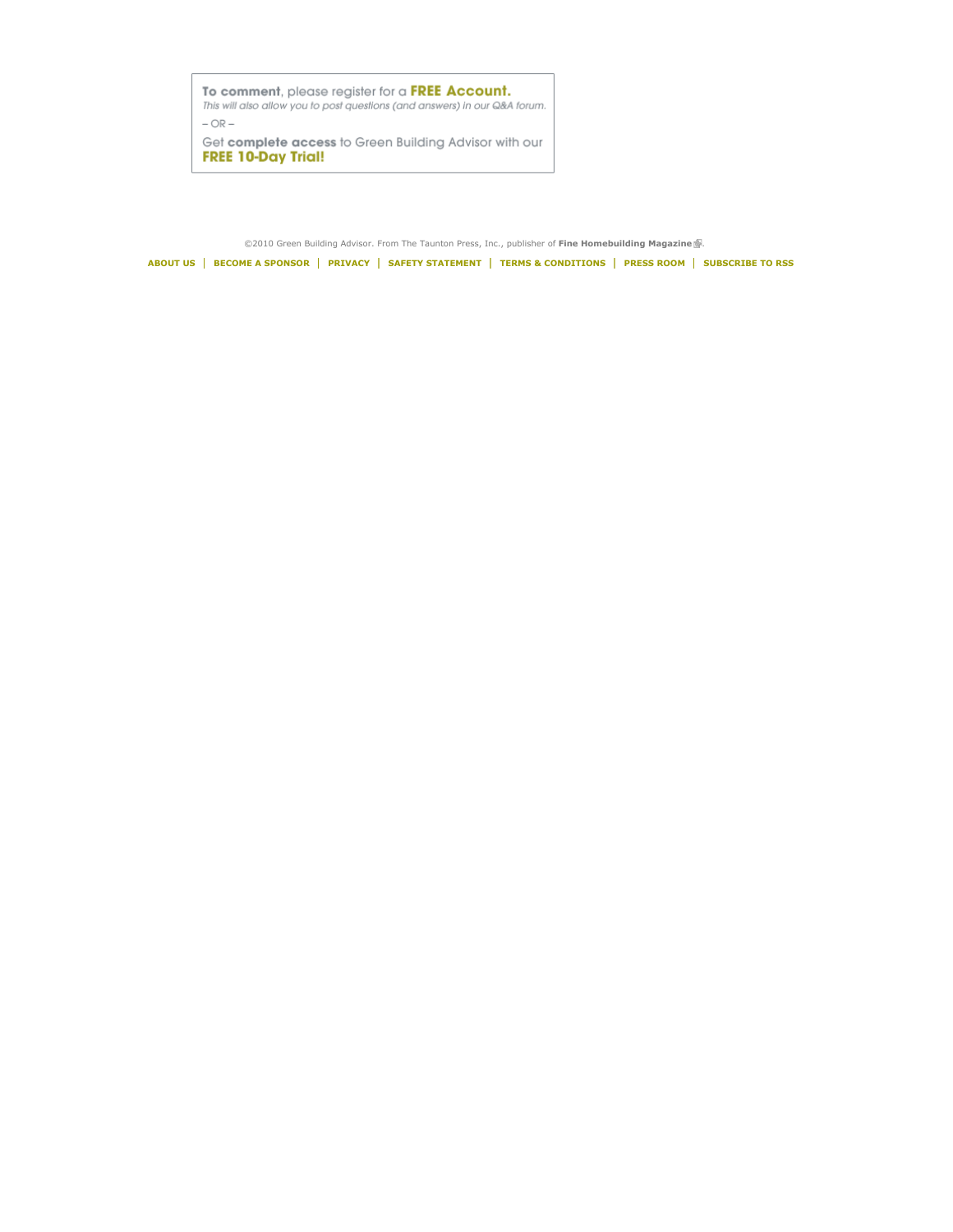**To comment**, please register for a **FREE Account.**
*This will also allow you to post questions (and answers) in our Q&A forum.*

– OR –

Get **complete access** to Green Building Advisor with our **FREE 10-Day Trial!**

©2010 Green Building Advisor. From The Taunton Press, Inc., publisher of **Fine Homebuilding Magazine**.

ABOUT US | BECOME A SPONSOR | PRIVACY | SAFETY STATEMENT | TERMS & CONDITIONS | PRESS ROOM | SUBSCRIBE TO RSS